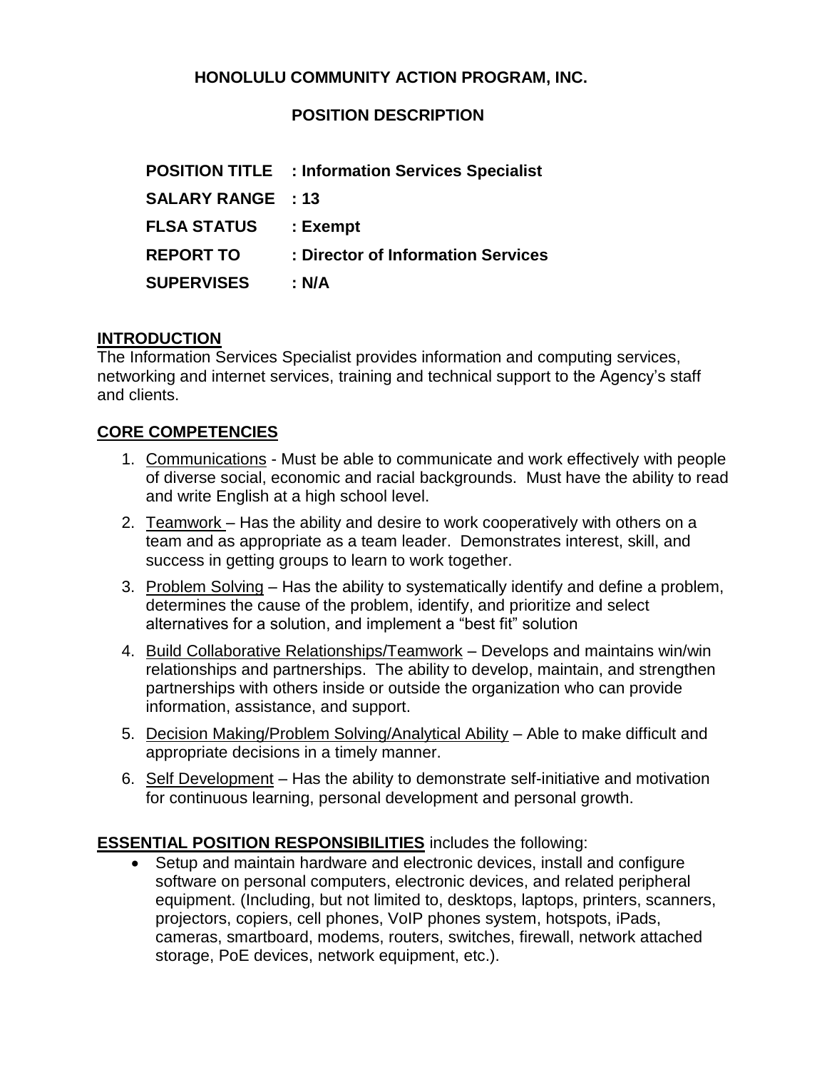# HONOLULU COMMUNITY ACTION PROGRAM, INC.

## POSITION DESCRIPTION

**POSITION TITLE : Information Services Specialist**

**SALARY RANGE : 13**

**FLSA STATUS : Exempt**

**REPORT TO : Director of Information Services**

**SUPERVISES : N/A**

### INTRODUCTION

The Information Services Specialist provides information and computing services, networking and internet services, training and technical support to the Agency's staff and clients.

### CORE COMPETENCIES

1. Communications - Must be able to communicate and work effectively with people of diverse social, economic and racial backgrounds. Must have the ability to read and write English at a high school level.
2. Teamwork – Has the ability and desire to work cooperatively with others on a team and as appropriate as a team leader. Demonstrates interest, skill, and success in getting groups to learn to work together.
3. Problem Solving – Has the ability to systematically identify and define a problem, determines the cause of the problem, identify, and prioritize and select alternatives for a solution, and implement a "best fit" solution
4. Build Collaborative Relationships/Teamwork – Develops and maintains win/win relationships and partnerships. The ability to develop, maintain, and strengthen partnerships with others inside or outside the organization who can provide information, assistance, and support.
5. Decision Making/Problem Solving/Analytical Ability – Able to make difficult and appropriate decisions in a timely manner.
6. Self Development – Has the ability to demonstrate self-initiative and motivation for continuous learning, personal development and personal growth.

**ESSENTIAL POSITION RESPONSIBILITIES** includes the following:

- Setup and maintain hardware and electronic devices, install and configure software on personal computers, electronic devices, and related peripheral equipment. (Including, but not limited to, desktops, laptops, printers, scanners, projectors, copiers, cell phones, VoIP phones system, hotspots, iPads, cameras, smartboard, modems, routers, switches, firewall, network attached storage, PoE devices, network equipment, etc.).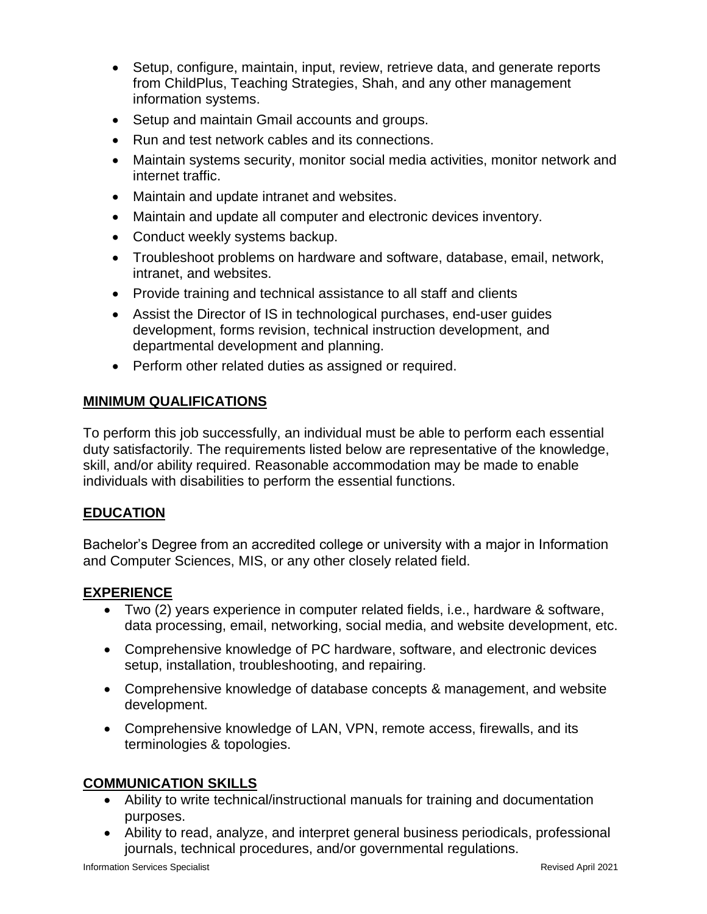- Setup, configure, maintain, input, review, retrieve data, and generate reports from ChildPlus, Teaching Strategies, Shah, and any other management information systems.
- Setup and maintain Gmail accounts and groups.
- Run and test network cables and its connections.
- Maintain systems security, monitor social media activities, monitor network and internet traffic.
- Maintain and update intranet and websites.
- Maintain and update all computer and electronic devices inventory.
- Conduct weekly systems backup.
- Troubleshoot problems on hardware and software, database, email, network, intranet, and websites.
- Provide training and technical assistance to all staff and clients
- Assist the Director of IS in technological purchases, end-user guides development, forms revision, technical instruction development, and departmental development and planning.
- Perform other related duties as assigned or required.

## MINIMUM QUALIFICATIONS

To perform this job successfully, an individual must be able to perform each essential duty satisfactorily. The requirements listed below are representative of the knowledge, skill, and/or ability required. Reasonable accommodation may be made to enable individuals with disabilities to perform the essential functions.

## EDUCATION

Bachelor's Degree from an accredited college or university with a major in Information and Computer Sciences, MIS, or any other closely related field.

## EXPERIENCE

- Two (2) years experience in computer related fields, i.e., hardware & software, data processing, email, networking, social media, and website development, etc.
- Comprehensive knowledge of PC hardware, software, and electronic devices setup, installation, troubleshooting, and repairing.
- Comprehensive knowledge of database concepts & management, and website development.
- Comprehensive knowledge of LAN, VPN, remote access, firewalls, and its terminologies & topologies.

## COMMUNICATION SKILLS

- Ability to write technical/instructional manuals for training and documentation purposes.
- Ability to read, analyze, and interpret general business periodicals, professional journals, technical procedures, and/or governmental regulations.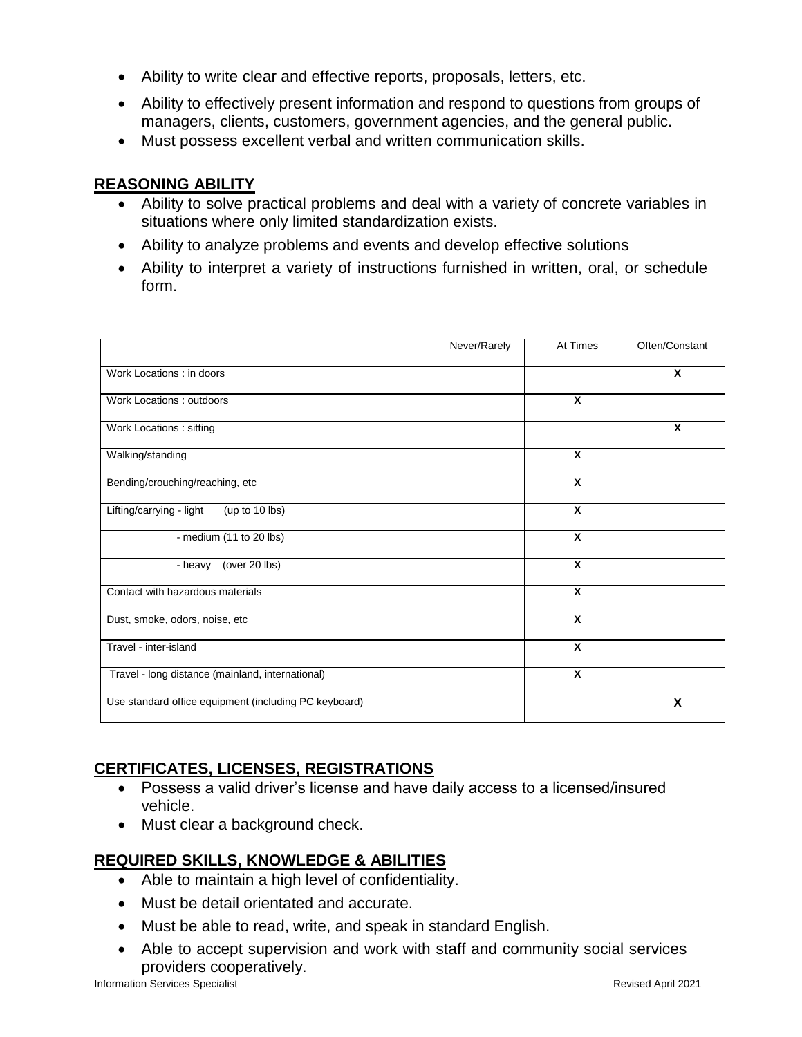- Ability to write clear and effective reports, proposals, letters, etc.
- Ability to effectively present information and respond to questions from groups of managers, clients, customers, government agencies, and the general public.
- Must possess excellent verbal and written communication skills.

## REASONING ABILITY

- Ability to solve practical problems and deal with a variety of concrete variables in situations where only limited standardization exists.
- Ability to analyze problems and events and develop effective solutions
- Ability to interpret a variety of instructions furnished in written, oral, or schedule form.

| | Never/Rarely | At Times | Often/Constant |
|---|---|---|---|
| Work Locations : in doors | | | X |
| Work Locations : outdoors | | X | |
| Work Locations : sitting | | | X |
| Walking/standing | | X | |
| Bending/crouching/reaching, etc | | X | |
| Lifting/carrying - light (up to 10 lbs) | | X | |
| - medium (11 to 20 lbs) | | X | |
| - heavy (over 20 lbs) | | X | |
| Contact with hazardous materials | | X | |
| Dust, smoke, odors, noise, etc | | X | |
| Travel - inter-island | | X | |
| Travel - long distance (mainland, international) | | X | |
| Use standard office equipment (including PC keyboard) | | | X |

## CERTIFICATES, LICENSES, REGISTRATIONS

- Possess a valid driver's license and have daily access to a licensed/insured vehicle.
- Must clear a background check.

## REQUIRED SKILLS, KNOWLEDGE & ABILITIES

- Able to maintain a high level of confidentiality.
- Must be detail orientated and accurate.
- Must be able to read, write, and speak in standard English.
- Able to accept supervision and work with staff and community social services providers cooperatively.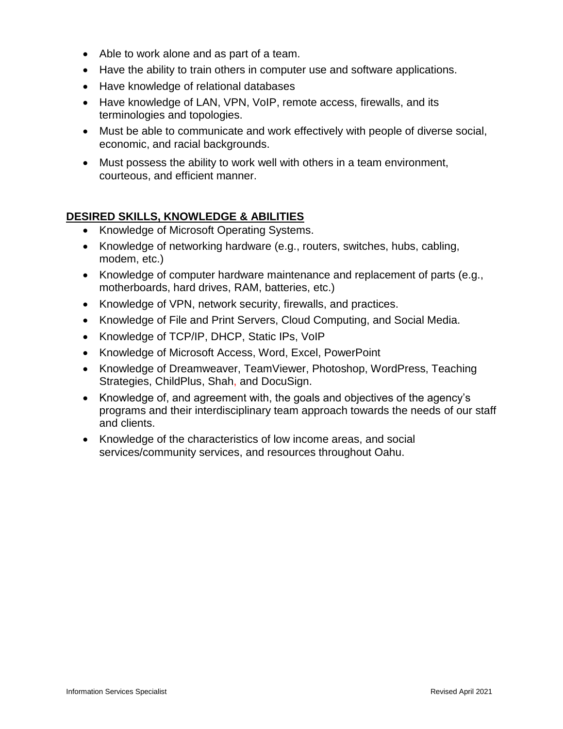- Able to work alone and as part of a team.
- Have the ability to train others in computer use and software applications.
- Have knowledge of relational databases
- Have knowledge of LAN, VPN, VoIP, remote access, firewalls, and its terminologies and topologies.
- Must be able to communicate and work effectively with people of diverse social, economic, and racial backgrounds.
- Must possess the ability to work well with others in a team environment, courteous, and efficient manner.

## DESIRED SKILLS, KNOWLEDGE & ABILITIES

- Knowledge of Microsoft Operating Systems.
- Knowledge of networking hardware (e.g., routers, switches, hubs, cabling, modem, etc.)
- Knowledge of computer hardware maintenance and replacement of parts (e.g., motherboards, hard drives, RAM, batteries, etc.)
- Knowledge of VPN, network security, firewalls, and practices.
- Knowledge of File and Print Servers, Cloud Computing, and Social Media.
- Knowledge of TCP/IP, DHCP, Static IPs, VoIP
- Knowledge of Microsoft Access, Word, Excel, PowerPoint
- Knowledge of Dreamweaver, TeamViewer, Photoshop, WordPress, Teaching Strategies, ChildPlus, Shah, and DocuSign.
- Knowledge of, and agreement with, the goals and objectives of the agency's programs and their interdisciplinary team approach towards the needs of our staff and clients.
- Knowledge of the characteristics of low income areas, and social services/community services, and resources throughout Oahu.